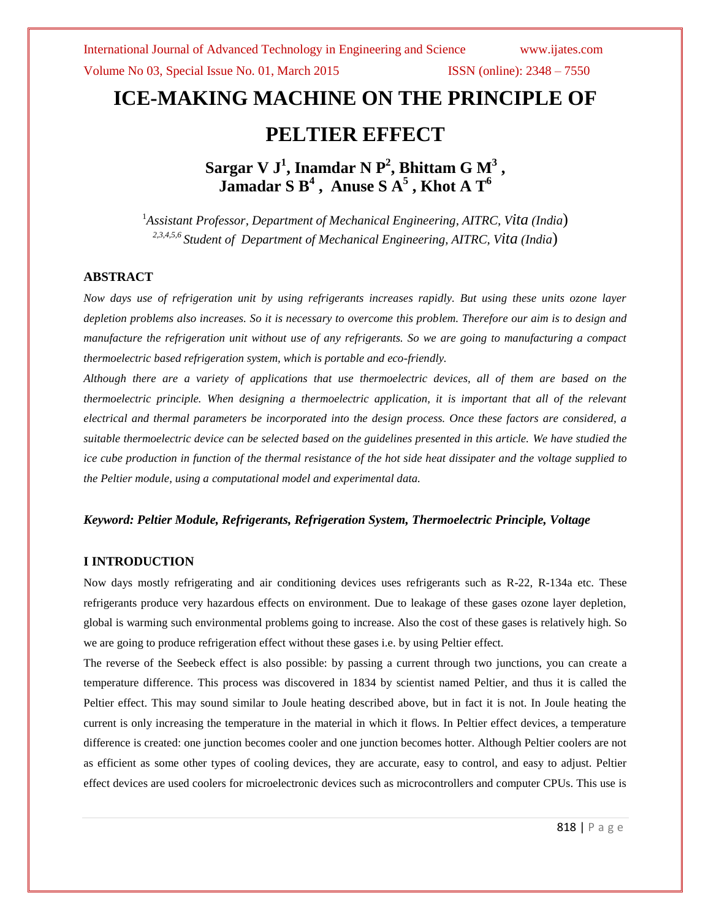# ICE-MAKING MACHINE ON THE PRINCIPLE OF PELTIER EFFECT

**Sargar V J[1], Inamdar N P[2], Bhittam G M[3], Jamadar S B[4], Anuse S A[5], Khot A T[6]**

[1]*Assistant Professor, Department of Mechanical Engineering, AITRC, Vita (India)*
[2,3,4,5,6]*Student of Department of Mechanical Engineering, AITRC, Vita (India)*

## ABSTRACT

*Now days use of refrigeration unit by using refrigerants increases rapidly. But using these units ozone layer depletion problems also increases. So it is necessary to overcome this problem. Therefore our aim is to design and manufacture the refrigeration unit without use of any refrigerants. So we are going to manufacturing a compact thermoelectric based refrigeration system, which is portable and eco-friendly.*

*Although there are a variety of applications that use thermoelectric devices, all of them are based on the thermoelectric principle. When designing a thermoelectric application, it is important that all of the relevant electrical and thermal parameters be incorporated into the design process. Once these factors are considered, a suitable thermoelectric device can be selected based on the guidelines presented in this article. We have studied the ice cube production in function of the thermal resistance of the hot side heat dissipater and the voltage supplied to the Peltier module, using a computational model and experimental data.*

***Keyword: Peltier Module, Refrigerants, Refrigeration System, Thermoelectric Principle, Voltage***

## I INTRODUCTION

Now days mostly refrigerating and air conditioning devices uses refrigerants such as R-22, R-134a etc. These refrigerants produce very hazardous effects on environment. Due to leakage of these gases ozone layer depletion, global is warming such environmental problems going to increase. Also the cost of these gases is relatively high. So we are going to produce refrigeration effect without these gases i.e. by using Peltier effect.

The reverse of the Seebeck effect is also possible: by passing a current through two junctions, you can create a temperature difference. This process was discovered in 1834 by scientist named Peltier, and thus it is called the Peltier effect. This may sound similar to Joule heating described above, but in fact it is not. In Joule heating the current is only increasing the temperature in the material in which it flows. In Peltier effect devices, a temperature difference is created: one junction becomes cooler and one junction becomes hotter. Although Peltier coolers are not as efficient as some other types of cooling devices, they are accurate, easy to control, and easy to adjust. Peltier effect devices are used coolers for microelectronic devices such as microcontrollers and computer CPUs. This use is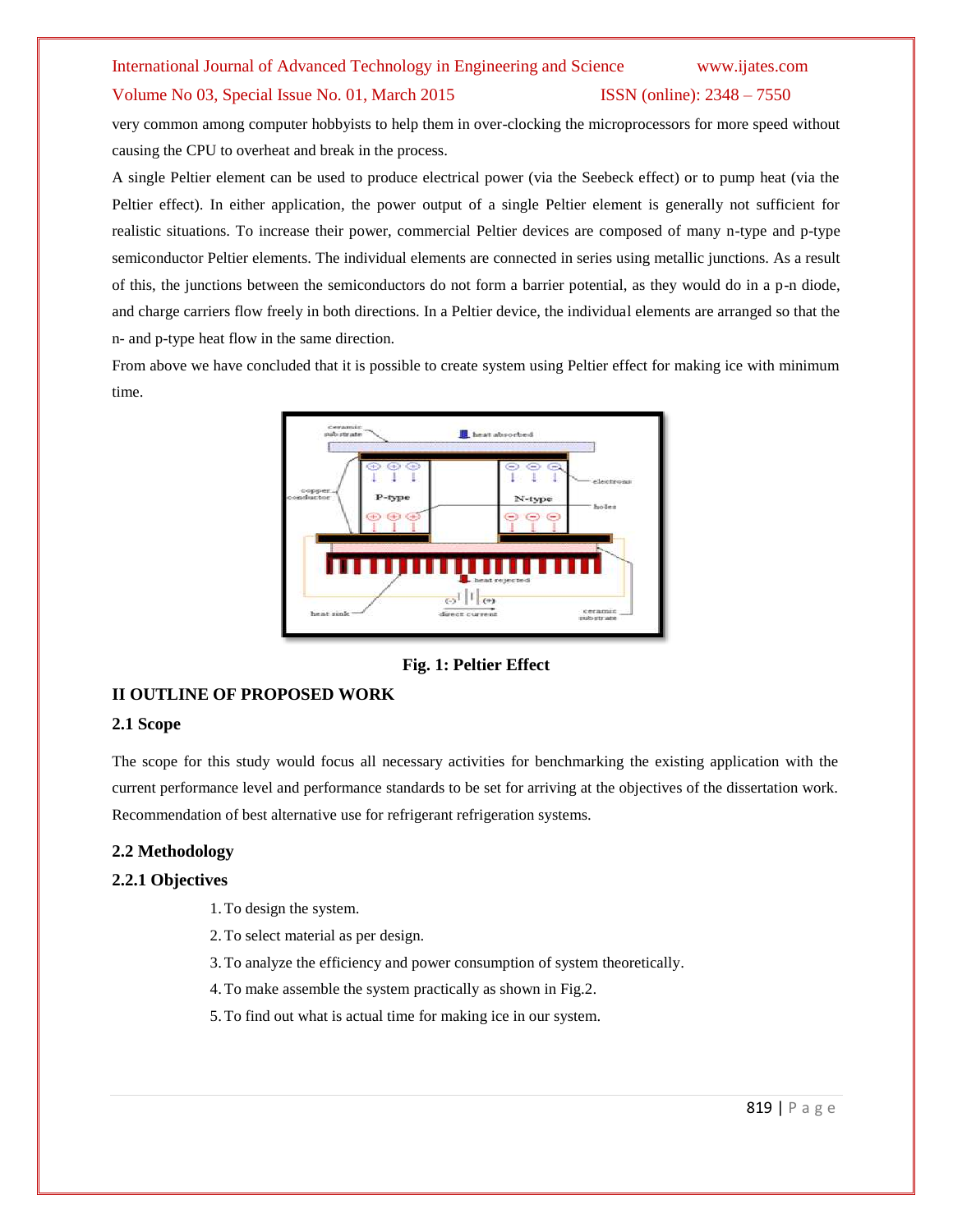very common among computer hobbyists to help them in over-clocking the microprocessors for more speed without causing the CPU to overheat and break in the process.

A single Peltier element can be used to produce electrical power (via the Seebeck effect) or to pump heat (via the Peltier effect). In either application, the power output of a single Peltier element is generally not sufficient for realistic situations. To increase their power, commercial Peltier devices are composed of many n-type and p-type semiconductor Peltier elements. The individual elements are connected in series using metallic junctions. As a result of this, the junctions between the semiconductors do not form a barrier potential, as they would do in a p-n diode, and charge carriers flow freely in both directions. In a Peltier device, the individual elements are arranged so that the n- and p-type heat flow in the same direction.

From above we have concluded that it is possible to create system using Peltier effect for making ice with minimum time.

ceramic substrate

heat absorbed

copper conductor

P-type

N-type

electrons

holes

heat rejected

heat sink

direct current

ceramic substrate

**Fig. 1: Peltier Effect**

## II OUTLINE OF PROPOSED WORK

### 2.1 Scope

The scope for this study would focus all necessary activities for benchmarking the existing application with the current performance level and performance standards to be set for arriving at the objectives of the dissertation work. Recommendation of best alternative use for refrigerant refrigeration systems.

### 2.2 Methodology

#### 2.2.1 Objectives

1. To design the system.
2. To select material as per design.
3. To analyze the efficiency and power consumption of system theoretically.
4. To make assemble the system practically as shown in Fig.2.
5. To find out what is actual time for making ice in our system.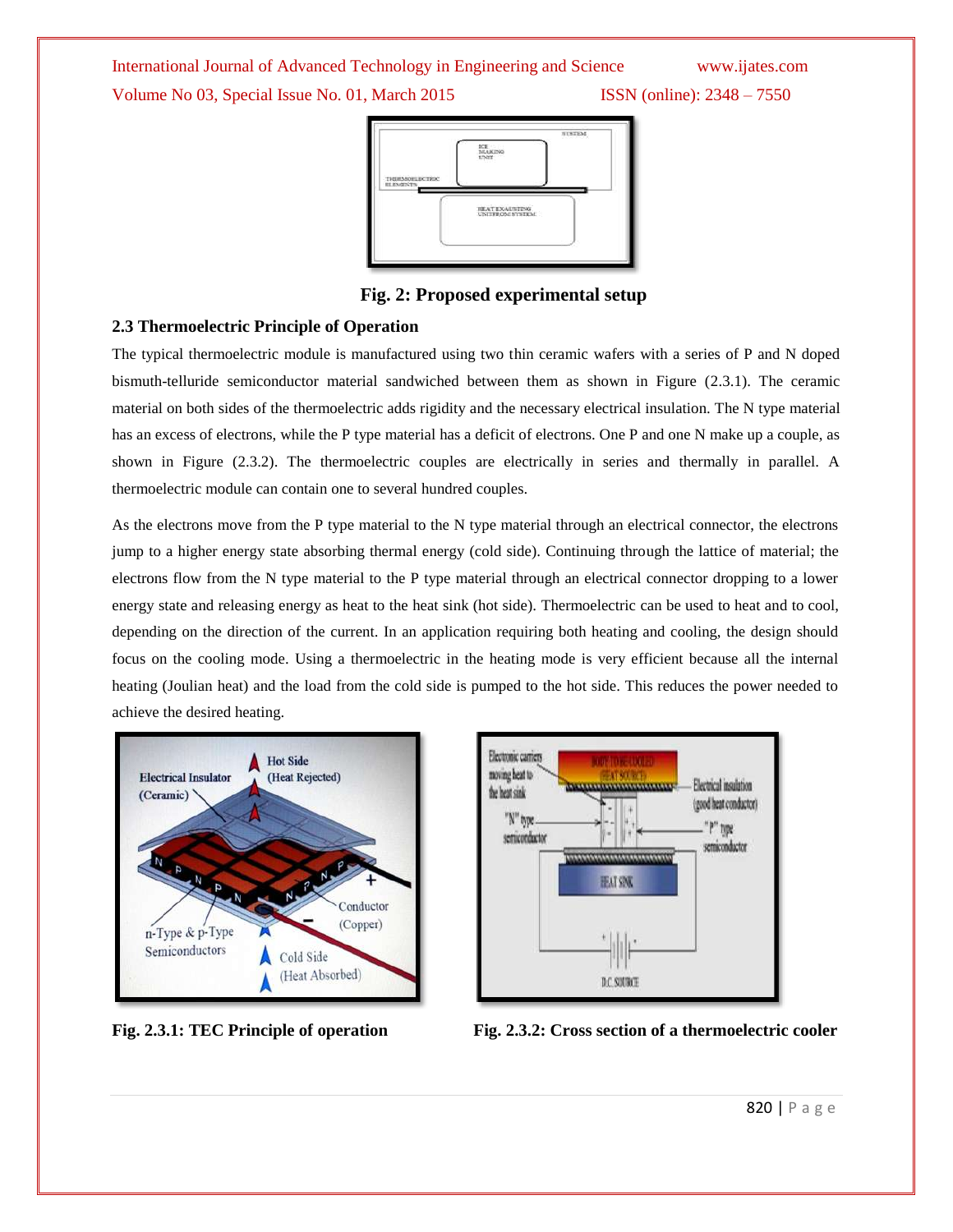Fig. 2: Proposed experimental setup

### 2.3 Thermoelectric Principle of Operation

The typical thermoelectric module is manufactured using two thin ceramic wafers with a series of P and N doped bismuth-telluride semiconductor material sandwiched between them as shown in Figure (2.3.1). The ceramic material on both sides of the thermoelectric adds rigidity and the necessary electrical insulation. The N type material has an excess of electrons, while the P type material has a deficit of electrons. One P and one N make up a couple, as shown in Figure (2.3.2). The thermoelectric couples are electrically in series and thermally in parallel. A thermoelectric module can contain one to several hundred couples.

As the electrons move from the P type material to the N type material through an electrical connector, the electrons jump to a higher energy state absorbing thermal energy (cold side). Continuing through the lattice of material; the electrons flow from the N type material to the P type material through an electrical connector dropping to a lower energy state and releasing energy as heat to the heat sink (hot side). Thermoelectric can be used to heat and to cool, depending on the direction of the current. In an application requiring both heating and cooling, the design should focus on the cooling mode. Using a thermoelectric in the heating mode is very efficient because all the internal heating (Joulian heat) and the load from the cold side is pumped to the hot side. This reduces the power needed to achieve the desired heating.

Fig. 2.3.1: TEC Principle of operation

Fig. 2.3.2: Cross section of a thermoelectric cooler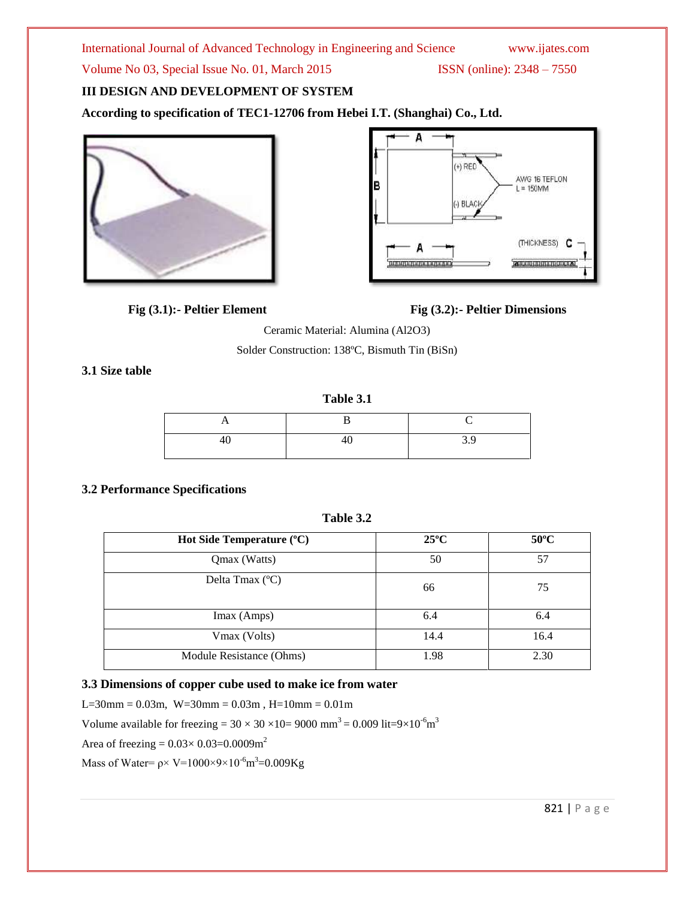## III DESIGN AND DEVELOPMENT OF SYSTEM

**According to specification of TEC1-12706 from Hebei I.T. (Shanghai) Co., Ltd.**

**Fig (3.1):- Peltier Element**

**Fig (3.2):- Peltier Dimensions**

Ceramic Material: Alumina ($Al_2O_3$)

Solder Construction: 138ºC, Bismuth Tin (BiSn)

### 3.1 Size table

**Table 3.1**

| A | B | C |
|---|---|---|
| 40 | 40 | 3.9 |

### 3.2 Performance Specifications

**Table 3.2**

| Hot Side Temperature (ºC) | 25ºC | 50ºC |
|---|---|---|
| Qmax (Watts) | 50 | 57 |
| Delta Tmax (ºC) | 66 | 75 |
| Imax (Amps) | 6.4 | 6.4 |
| Vmax (Volts) | 14.4 | 16.4 |
| Module Resistance (Ohms) | 1.98 | 2.30 |

### 3.3 Dimensions of copper cube used to make ice from water

L=30mm = 0.03m, W=30mm = 0.03m , H=10mm = 0.01m

Volume available for freezing = $30 \times 30 \times 10 = 9000\ mm^3 = 0.009\ lit = 9\times10^{-6} m^3$

Area of freezing = $0.03\times 0.03 = 0.0009 m^2$

Mass of Water= $\rho\times V = 1000\times9\times10^{-6} m^3 = 0.009 Kg$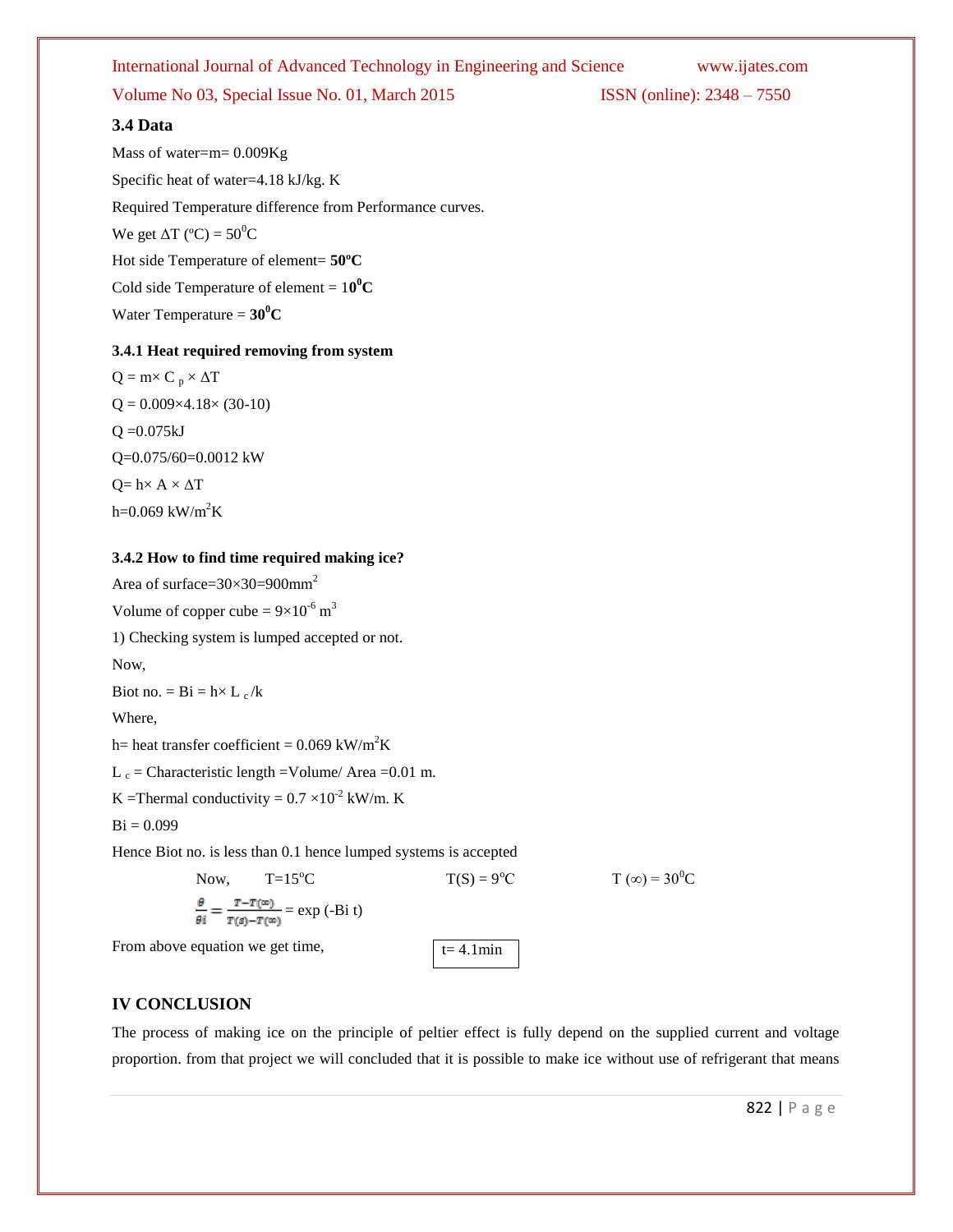### 3.4 Data

Mass of water=m= 0.009Kg

Specific heat of water=4.18 kJ/kg. K

Required Temperature difference from Performance curves.

We get $\Delta T$ (ºC) = $50^0$C

Hot side Temperature of element= **50ºC**

Cold side Temperature of element = 1**$0^0$C**

Water Temperature = **$30^0$C**

#### 3.4.1 Heat required removing from system

$Q = m\times C_p \times \Delta T$

$Q = 0.009\times4.18\times (30\text{-}10)$

Q =0.075kJ

Q=0.075/60=0.0012 kW

$Q= h\times A \times \Delta T$

$h=0.069\ kW/m^2K$

#### 3.4.2 How to find time required making ice?

Area of surface=30×30=900$mm^2$

Volume of copper cube = $9\times10^{-6}\ m^3$

1) Checking system is lumped accepted or not.

Now,

Biot no. = $Bi = h\times L_c /k$

Where,

h= heat transfer coefficient = 0.069 $kW/m^2K$

$L_c$ = Characteristic length =Volume/ Area =0.01 m.

K =Thermal conductivity = $0.7 \times10^{-2}$ kW/m. K

Bi = 0.099

Hence Biot no. is less than 0.1 hence lumped systems is accepted

Now, T=15ºC T(S) = 9ºC T ($\infty$) = $30^0$C

$$\frac{\theta}{\theta i} = \frac{T-T(\infty)}{T(s)-T(\infty)} = \exp(-Bi\ t)$$

From above equation we get time, t= 4.1min

## IV CONCLUSION

The process of making ice on the principle of peltier effect is fully depend on the supplied current and voltage proportion. from that project we will concluded that it is possible to make ice without use of refrigerant that means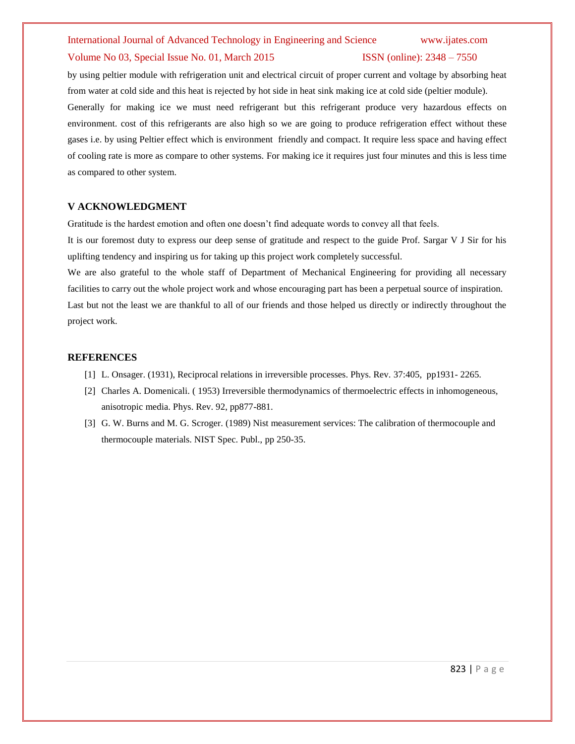by using peltier module with refrigeration unit and electrical circuit of proper current and voltage by absorbing heat from water at cold side and this heat is rejected by hot side in heat sink making ice at cold side (peltier module). Generally for making ice we must need refrigerant but this refrigerant produce very hazardous effects on environment. cost of this refrigerants are also high so we are going to produce refrigeration effect without these gases i.e. by using Peltier effect which is environment friendly and compact. It require less space and having effect of cooling rate is more as compare to other systems. For making ice it requires just four minutes and this is less time as compared to other system.

## V ACKNOWLEDGMENT

Gratitude is the hardest emotion and often one doesn't find adequate words to convey all that feels.

It is our foremost duty to express our deep sense of gratitude and respect to the guide Prof. Sargar V J Sir for his uplifting tendency and inspiring us for taking up this project work completely successful.

We are also grateful to the whole staff of Department of Mechanical Engineering for providing all necessary facilities to carry out the whole project work and whose encouraging part has been a perpetual source of inspiration.

Last but not the least we are thankful to all of our friends and those helped us directly or indirectly throughout the project work.

## REFERENCES

[1] L. Onsager. (1931), Reciprocal relations in irreversible processes. Phys. Rev. 37:405, pp1931- 2265.

[2] Charles A. Domenicali. ( 1953) Irreversible thermodynamics of thermoelectric effects in inhomogeneous, anisotropic media. Phys. Rev. 92, pp877-881.

[3] G. W. Burns and M. G. Scroger. (1989) Nist measurement services: The calibration of thermocouple and thermocouple materials. NIST Spec. Publ., pp 250-35.